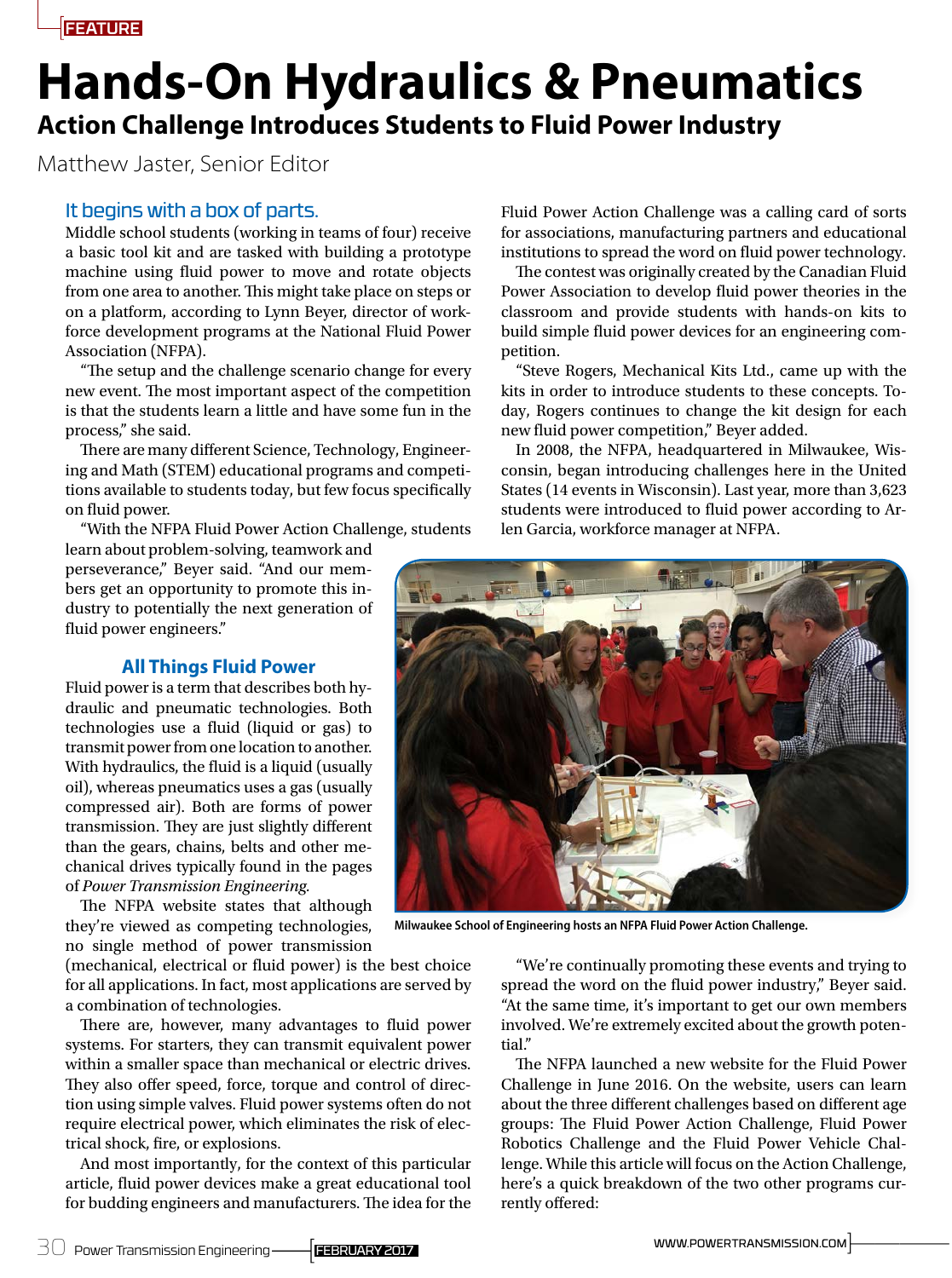FEATURE

# Hands-On Hydraulics & Pneumatics

## Action Challenge Introduces Students to Fluid Power Industry

Matthew Jaster, Senior Editor

### It begins with a box of parts.

Middle school students (working in teams of four) receive a basic tool kit and are tasked with building a prototype machine using fluid power to move and rotate objects from one area to another. This might take place on steps or on a platform, according to Lynn Beyer, director of workforce development programs at the National Fluid Power Association (NFPA).

"The setup and the challenge scenario change for every new event. The most important aspect of the competition is that the students learn a little and have some fun in the process," she said.

There are many different Science, Technology, Engineering and Math (STEM) educational programs and competitions available to students today, but few focus specifically on fluid power.

"With the NFPA Fluid Power Action Challenge, students learn about problem-solving, teamwork and perseverance," Beyer said. "And our members get an opportunity to promote this industry to potentially the next generation of fluid power engineers."

### All Things Fluid Power

Fluid power is a term that describes both hydraulic and pneumatic technologies. Both technologies use a fluid (liquid or gas) to transmit power from one location to another. With hydraulics, the fluid is a liquid (usually oil), whereas pneumatics uses a gas (usually compressed air). Both are forms of power transmission. They are just slightly different than the gears, chains, belts and other mechanical drives typically found in the pages of *Power Transmission Engineering.*

The NFPA website states that although they're viewed as competing technologies, no single method of power transmission (mechanical, electrical or fluid power) is the best choice for all applications. In fact, most applications are served by a combination of technologies.

There are, however, many advantages to fluid power systems. For starters, they can transmit equivalent power within a smaller space than mechanical or electric drives. They also offer speed, force, torque and control of direction using simple valves. Fluid power systems often do not require electrical power, which eliminates the risk of electrical shock, fire, or explosions.

And most importantly, for the context of this particular article, fluid power devices make a great educational tool for budding engineers and manufacturers. The idea for the Fluid Power Action Challenge was a calling card of sorts for associations, manufacturing partners and educational institutions to spread the word on fluid power technology.

The contest was originally created by the Canadian Fluid Power Association to develop fluid power theories in the classroom and provide students with hands-on kits to build simple fluid power devices for an engineering competition.

"Steve Rogers, Mechanical Kits Ltd., came up with the kits in order to introduce students to these concepts. Today, Rogers continues to change the kit design for each new fluid power competition," Beyer added.

In 2008, the NFPA, headquartered in Milwaukee, Wisconsin, began introducing challenges here in the United States (14 events in Wisconsin). Last year, more than 3,623 students were introduced to fluid power according to Arlen Garcia, workforce manager at NFPA.

Milwaukee School of Engineering hosts an NFPA Fluid Power Action Challenge.

"We're continually promoting these events and trying to spread the word on the fluid power industry," Beyer said. "At the same time, it's important to get our own members involved. We're extremely excited about the growth potential."

The NFPA launched a new website for the Fluid Power Challenge in June 2016. On the website, users can learn about the three different challenges based on different age groups: The Fluid Power Action Challenge, Fluid Power Robotics Challenge and the Fluid Power Vehicle Challenge. While this article will focus on the Action Challenge, here's a quick breakdown of the two other programs currently offered: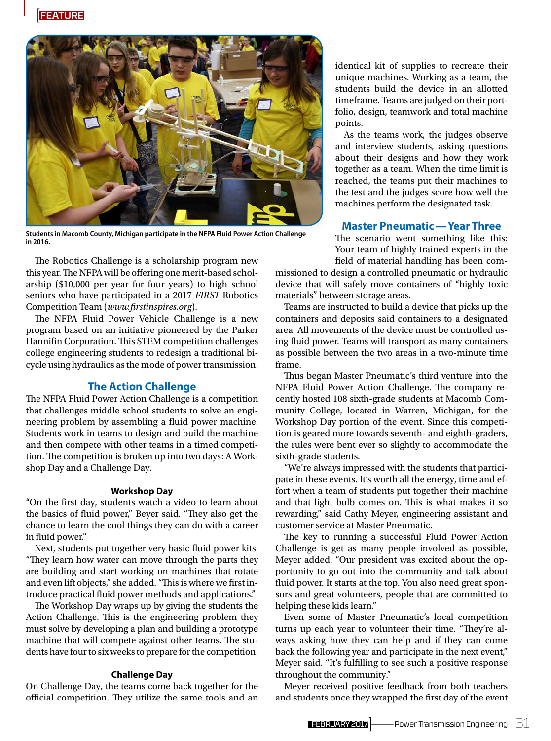FEATURE

Students in Macomb County, Michigan participate in the NFPA Fluid Power Action Challenge in 2016.

The Robotics Challenge is a scholarship program new this year. The NFPA will be offering one merit-based scholarship ($10,000 per year for four years) to high school seniors who have participated in a 2017 *FIRST* Robotics Competition Team (*www.firstinspires.org*).

The NFPA Fluid Power Vehicle Challenge is a new program based on an initiative pioneered by the Parker Hannifin Corporation. This STEM competition challenges college engineering students to redesign a traditional bicycle using hydraulics as the mode of power transmission.

## The Action Challenge

The NFPA Fluid Power Action Challenge is a competition that challenges middle school students to solve an engineering problem by assembling a fluid power machine. Students work in teams to design and build the machine and then compete with other teams in a timed competition. The competition is broken up into two days: A Workshop Day and a Challenge Day.

### Workshop Day

"On the first day, students watch a video to learn about the basics of fluid power," Beyer said. "They also get the chance to learn the cool things they can do with a career in fluid power."

Next, students put together very basic fluid power kits. "They learn how water can move through the parts they are building and start working on machines that rotate and even lift objects," she added. "This is where we first introduce practical fluid power methods and applications."

The Workshop Day wraps up by giving the students the Action Challenge. This is the engineering problem they must solve by developing a plan and building a prototype machine that will compete against other teams. The students have four to six weeks to prepare for the competition.

### Challenge Day

On Challenge Day, the teams come back together for the official competition. They utilize the same tools and an identical kit of supplies to recreate their unique machines. Working as a team, the students build the device in an allotted timeframe. Teams are judged on their portfolio, design, teamwork and total machine points.

As the teams work, the judges observe and interview students, asking questions about their designs and how they work together as a team. When the time limit is reached, the teams put their machines to the test and the judges score how well the machines perform the designated task.

## Master Pneumatic — Year Three

The scenario went something like this: Your team of highly trained experts in the field of material handling has been commissioned to design a controlled pneumatic or hydraulic device that will safely move containers of "highly toxic materials" between storage areas.

Teams are instructed to build a device that picks up the containers and deposits said containers to a designated area. All movements of the device must be controlled using fluid power. Teams will transport as many containers as possible between the two areas in a two-minute time frame.

Thus began Master Pneumatic's third venture into the NFPA Fluid Power Action Challenge. The company recently hosted 108 sixth-grade students at Macomb Community College, located in Warren, Michigan, for the Workshop Day portion of the event. Since this competition is geared more towards seventh- and eighth-graders, the rules were bent ever so slightly to accommodate the sixth-grade students.

"We're always impressed with the students that participate in these events. It's worth all the energy, time and effort when a team of students put together their machine and that light bulb comes on. This is what makes it so rewarding," said Cathy Meyer, engineering assistant and customer service at Master Pneumatic.

The key to running a successful Fluid Power Action Challenge is get as many people involved as possible, Meyer added. "Our president was excited about the opportunity to go out into the community and talk about fluid power. It starts at the top. You also need great sponsors and great volunteers, people that are committed to helping these kids learn."

Even some of Master Pneumatic's local competition turns up each year to volunteer their time. "They're always asking how they can help and if they can come back the following year and participate in the next event," Meyer said. "It's fulfilling to see such a positive response throughout the community."

Meyer received positive feedback from both teachers and students once they wrapped the first day of the event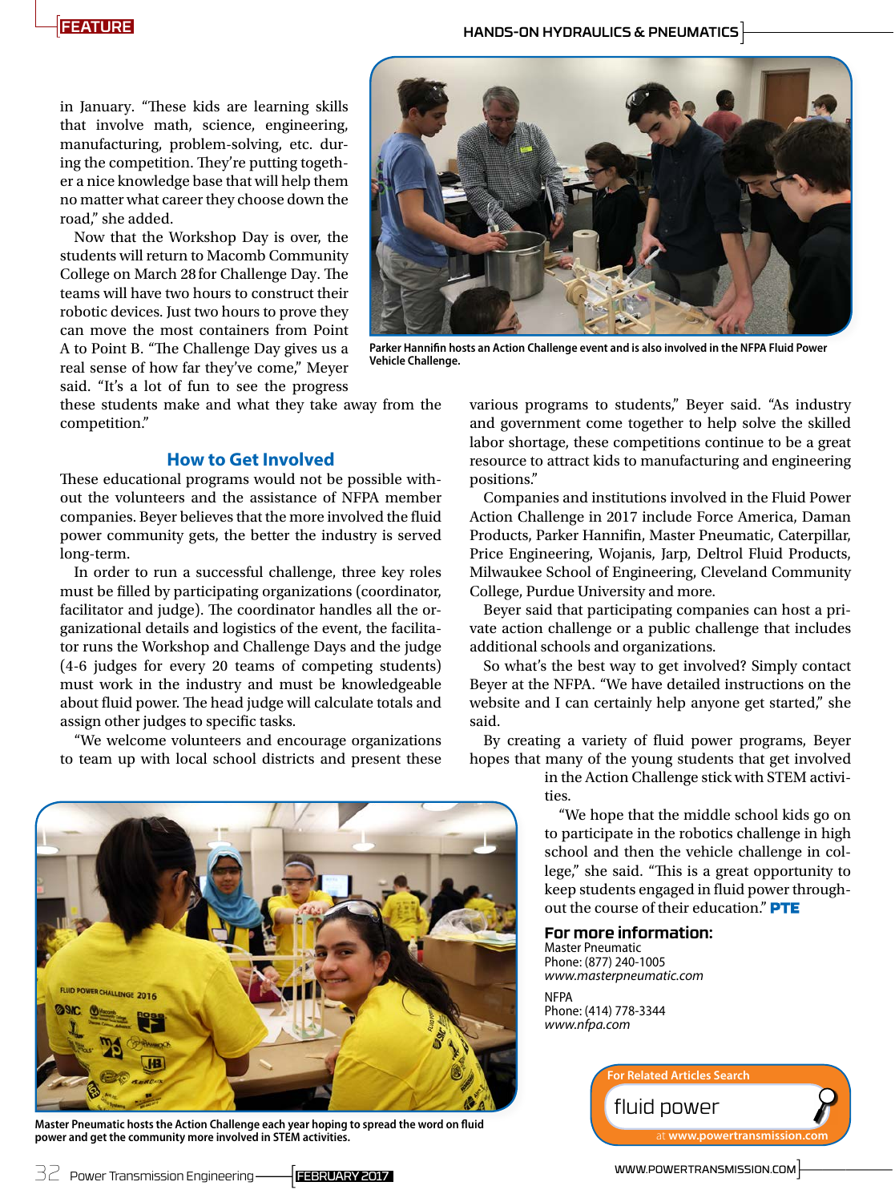in January. "These kids are learning skills that involve math, science, engineering, manufacturing, problem-solving, etc. during the competition. They're putting together a nice knowledge base that will help them no matter what career they choose down the road," she added.

Now that the Workshop Day is over, the students will return to Macomb Community College on March 28 for Challenge Day. The teams will have two hours to construct their robotic devices. Just two hours to prove they can move the most containers from Point A to Point B. "The Challenge Day gives us a real sense of how far they've come," Meyer said. "It's a lot of fun to see the progress these students make and what they take away from the competition."

Parker Hannifin hosts an Action Challenge event and is also involved in the NFPA Fluid Power Vehicle Challenge.

### How to Get Involved

These educational programs would not be possible without the volunteers and the assistance of NFPA member companies. Beyer believes that the more involved the fluid power community gets, the better the industry is served long-term.

In order to run a successful challenge, three key roles must be filled by participating organizations (coordinator, facilitator and judge). The coordinator handles all the organizational details and logistics of the event, the facilitator runs the Workshop and Challenge Days and the judge (4-6 judges for every 20 teams of competing students) must work in the industry and must be knowledgeable about fluid power. The head judge will calculate totals and assign other judges to specific tasks.

"We welcome volunteers and encourage organizations to team up with local school districts and present these various programs to students," Beyer said. "As industry and government come together to help solve the skilled labor shortage, these competitions continue to be a great resource to attract kids to manufacturing and engineering positions."

Companies and institutions involved in the Fluid Power Action Challenge in 2017 include Force America, Daman Products, Parker Hannifin, Master Pneumatic, Caterpillar, Price Engineering, Wojanis, Jarp, Deltrol Fluid Products, Milwaukee School of Engineering, Cleveland Community College, Purdue University and more.

Beyer said that participating companies can host a private action challenge or a public challenge that includes additional schools and organizations.

So what's the best way to get involved? Simply contact Beyer at the NFPA. "We have detailed instructions on the website and I can certainly help anyone get started," she said.

By creating a variety of fluid power programs, Beyer hopes that many of the young students that get involved in the Action Challenge stick with STEM activities.

"We hope that the middle school kids go on to participate in the robotics challenge in high school and then the vehicle challenge in college," she said. "This is a great opportunity to keep students engaged in fluid power throughout the course of their education." **PTE**

Master Pneumatic hosts the Action Challenge each year hoping to spread the word on fluid power and get the community more involved in STEM activities.

### For more information:

Master Pneumatic
Phone: (877) 240-1005
*www.masterpneumatic.com*

NFPA
Phone: (414) 778-3344
*www.nfpa.com*

For Related Articles Search
fluid power
at www.powertransmission.com